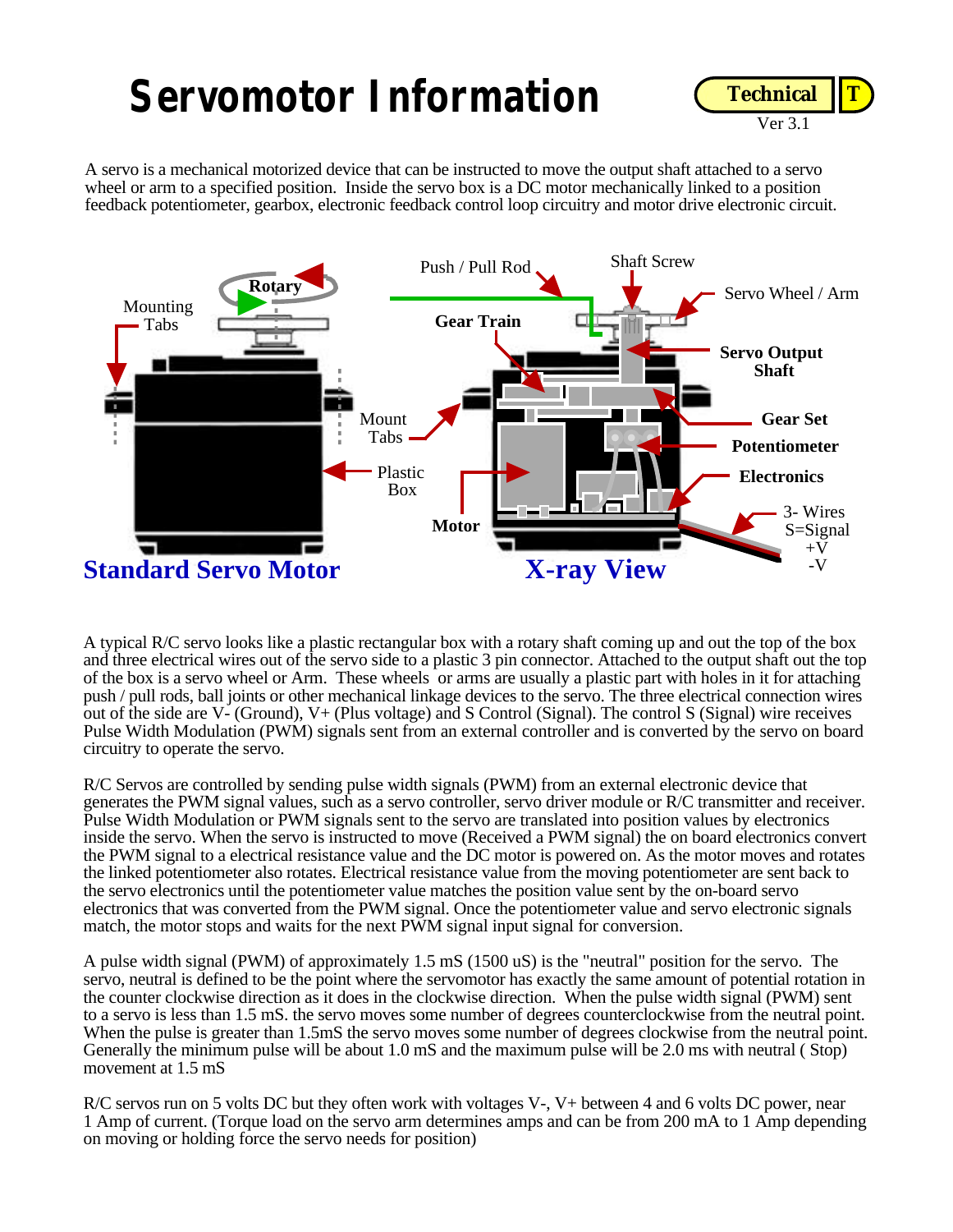# Servomotor Information

**Technical** **T**

Ver 3.1

A servo is a mechanical motorized device that can be instructed to move the output shaft attached to a servo wheel or arm to a specified position. Inside the servo box is a DC motor mechanically linked to a position feedback potentiometer, gearbox, electronic feedback control loop circuitry and motor drive electronic circuit.

Mounting Tabs

Rotary

Plastic Box

Mount Tabs

Push / Pull Rod

Shaft Screw

Servo Wheel / Arm

**Gear Train**

**Servo Output Shaft**

**Gear Set**

**Potentiometer**

**Electronics**

**Motor**

3- Wires
S=Signal
+V
-V

**Standard Servo Motor**

**X-ray View**

A typical R/C servo looks like a plastic rectangular box with a rotary shaft coming up and out the top of the box and three electrical wires out of the servo side to a plastic 3 pin connector. Attached to the output shaft out the top of the box is a servo wheel or Arm. These wheels or arms are usually a plastic part with holes in it for attaching push / pull rods, ball joints or other mechanical linkage devices to the servo. The three electrical connection wires out of the side are V- (Ground), V+ (Plus voltage) and S Control (Signal). The control S (Signal) wire receives Pulse Width Modulation (PWM) signals sent from an external controller and is converted by the servo on board circuitry to operate the servo.

R/C Servos are controlled by sending pulse width signals (PWM) from an external electronic device that generates the PWM signal values, such as a servo controller, servo driver module or R/C transmitter and receiver. Pulse Width Modulation or PWM signals sent to the servo are translated into position values by electronics inside the servo. When the servo is instructed to move (Received a PWM signal) the on board electronics convert the PWM signal to a electrical resistance value and the DC motor is powered on. As the motor moves and rotates the linked potentiometer also rotates. Electrical resistance value from the moving potentiometer are sent back to the servo electronics until the potentiometer value matches the position value sent by the on-board servo electronics that was converted from the PWM signal. Once the potentiometer value and servo electronic signals match, the motor stops and waits for the next PWM signal input signal for conversion.

A pulse width signal (PWM) of approximately 1.5 mS (1500 uS) is the "neutral" position for the servo. The servo, neutral is defined to be the point where the servomotor has exactly the same amount of potential rotation in the counter clockwise direction as it does in the clockwise direction. When the pulse width signal (PWM) sent to a servo is less than 1.5 mS. the servo moves some number of degrees counterclockwise from the neutral point. When the pulse is greater than 1.5mS the servo moves some number of degrees clockwise from the neutral point. Generally the minimum pulse will be about 1.0 mS and the maximum pulse will be 2.0 ms with neutral ( Stop) movement at 1.5 mS

R/C servos run on 5 volts DC but they often work with voltages V-, V+ between 4 and 6 volts DC power, near 1 Amp of current. (Torque load on the servo arm determines amps and can be from 200 mA to 1 Amp depending on moving or holding force the servo needs for position)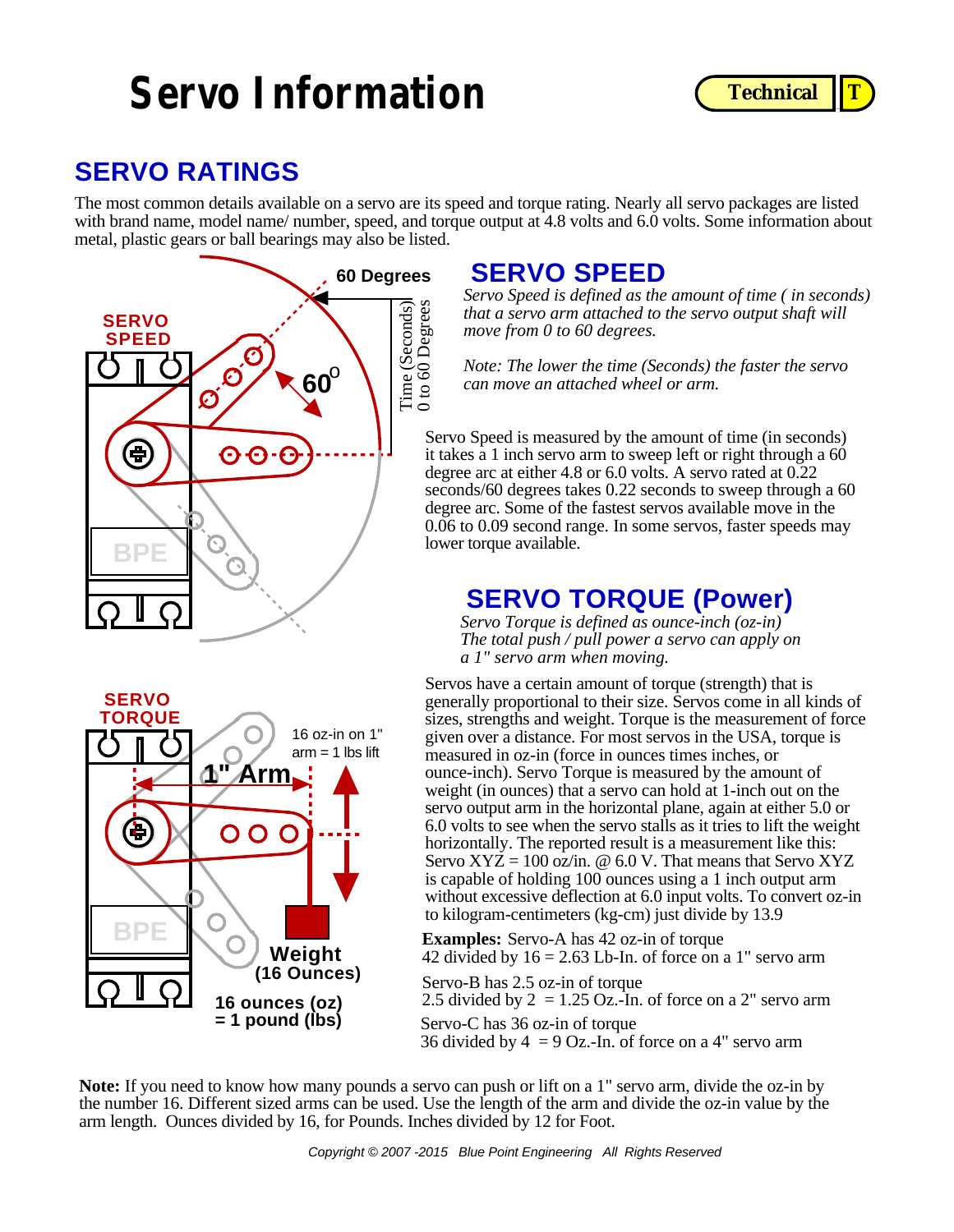# Servo Information

Technical | T

## SERVO RATINGS

The most common details available on a servo are its speed and torque rating. Nearly all servo packages are listed with brand name, model name/ number, speed, and torque output at 4.8 volts and 6.0 volts. Some information about metal, plastic gears or ball bearings may also be listed.

SERVO SPEED

60 Degrees

$60^{O}$

Time (Seconds) 0 to 60 Degrees

BPE

## SERVO SPEED

*Servo Speed is defined as the amount of time ( in seconds) that a servo arm attached to the servo output shaft will move from 0 to 60 degrees.*

*Note: The lower the time (Seconds) the faster the servo can move an attached wheel or arm.*

Servo Speed is measured by the amount of time (in seconds) it takes a 1 inch servo arm to sweep left or right through a 60 degree arc at either 4.8 or 6.0 volts. A servo rated at 0.22 seconds/60 degrees takes 0.22 seconds to sweep through a 60 degree arc. Some of the fastest servos available move in the 0.06 to 0.09 second range. In some servos, faster speeds may lower torque available.

SERVO TORQUE

16 oz-in on 1" arm = 1 lbs lift

1" Arm

BPE

Weight (16 Ounces)

16 ounces (oz) = 1 pound (lbs)

## SERVO TORQUE (Power)

*Servo Torque is defined as ounce-inch (oz-in) The total push / pull power a servo can apply on a 1" servo arm when moving.*

Servos have a certain amount of torque (strength) that is generally proportional to their size. Servos come in all kinds of sizes, strengths and weight. Torque is the measurement of force given over a distance. For most servos in the USA, torque is measured in oz-in (force in ounces times inches, or ounce-inch). Servo Torque is measured by the amount of weight (in ounces) that a servo can hold at 1-inch out on the servo output arm in the horizontal plane, again at either 5.0 or 6.0 volts to see when the servo stalls as it tries to lift the weight horizontally. The reported result is a measurement like this: Servo XYZ = 100 oz/in. @ 6.0 V. That means that Servo XYZ is capable of holding 100 ounces using a 1 inch output arm without excessive deflection at 6.0 input volts. To convert oz-in to kilogram-centimeters (kg-cm) just divide by 13.9

**Examples:** Servo-A has 42 oz-in of torque
42 divided by 16 = 2.63 Lb-In. of force on a 1" servo arm

Servo-B has 2.5 oz-in of torque
2.5 divided by 2 = 1.25 Oz.-In. of force on a 2" servo arm

Servo-C has 36 oz-in of torque
36 divided by 4 = 9 Oz.-In. of force on a 4" servo arm

**Note:** If you need to know how many pounds a servo can push or lift on a 1" servo arm, divide the oz-in by the number 16. Different sized arms can be used. Use the length of the arm and divide the oz-in value by the arm length. Ounces divided by 16, for Pounds. Inches divided by 12 for Foot.

*Copyright © 2007 -2015 Blue Point Engineering All Rights Reserved*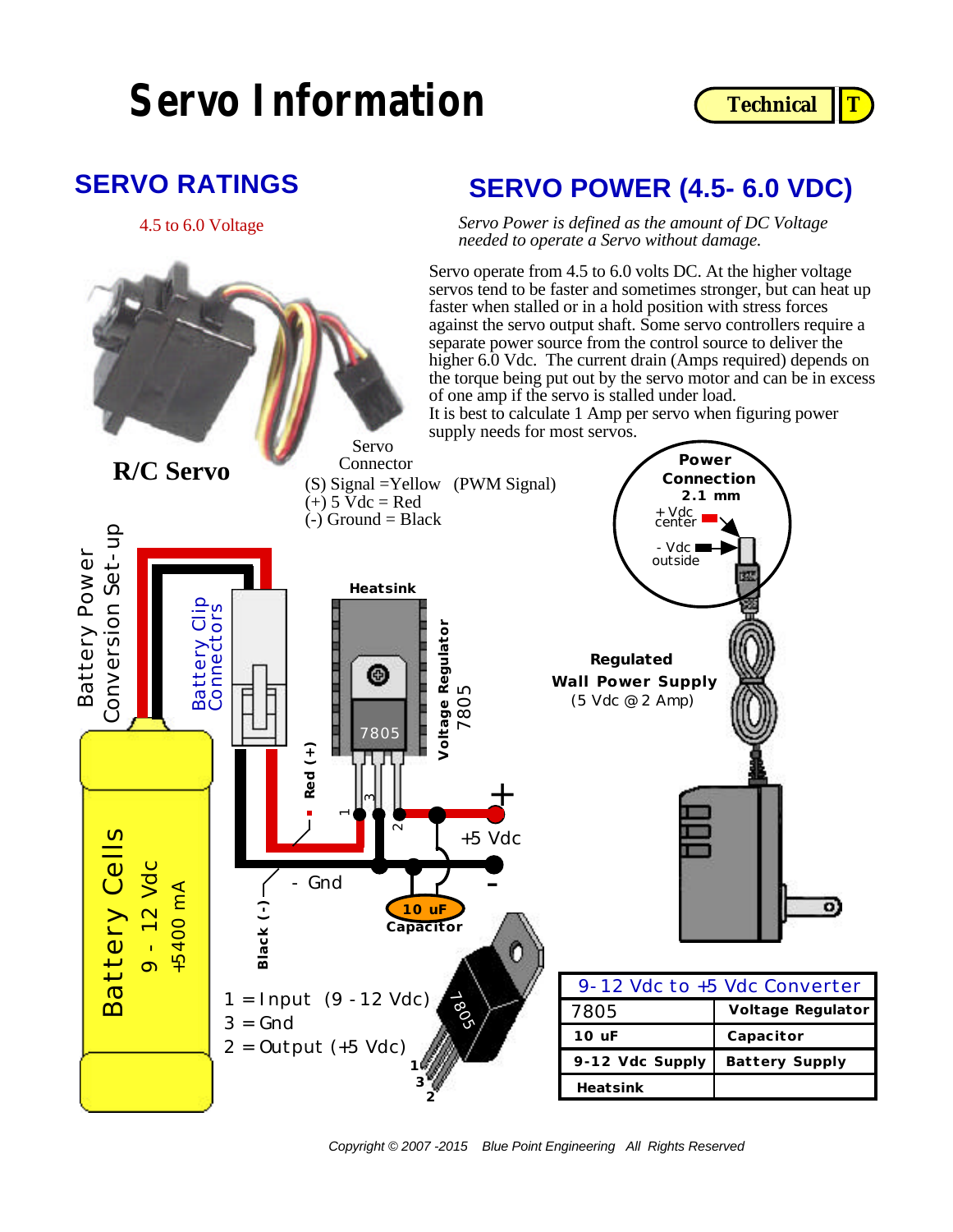# Servo Information

Technical T

## SERVO RATINGS

4.5 to 6.0 Voltage

R/C Servo

Servo Connector
(S) Signal =Yellow (PWM Signal)
(+) 5 Vdc = Red
(-) Ground = Black

## SERVO POWER (4.5- 6.0 VDC)

*Servo Power is defined as the amount of DC Voltage needed to operate a Servo without damage.*

Servo operate from 4.5 to 6.0 volts DC. At the higher voltage servos tend to be faster and sometimes stronger, but can heat up faster when stalled or in a hold position with stress forces against the servo output shaft. Some servo controllers require a separate power source from the control source to deliver the higher 6.0 Vdc. The current drain (Amps required) depends on the torque being put out by the servo motor and can be in excess of one amp if the servo is stalled under load.
It is best to calculate 1 Amp per servo when figuring power supply needs for most servos.

Power Connection 2.1 mm
+ Vdc center
- Vdc outside

Regulated Wall Power Supply (5 Vdc @ 2 Amp)

Battery Power Conversion Set-up

Battery Clip Connectors

Heatsink

Voltage Regulator 7805

Red (+)

Black (-)

- Gnd

+5 Vdc

10 uF Capacitor

Battery Cells
9 - 12 Vdc
+5400 mA

1 = Input (9 - 12 Vdc)
3 = Gnd
2 = Output (+5 Vdc)

| 9-12 Vdc to +5 Vdc Converter | |
|---|---|
| 7805 | Voltage Regulator |
| 10 uF | Capacitor |
| 9-12 Vdc Supply | Battery Supply |
| Heatsink | |

Copyright © 2007 -2015 Blue Point Engineering All Rights Reserved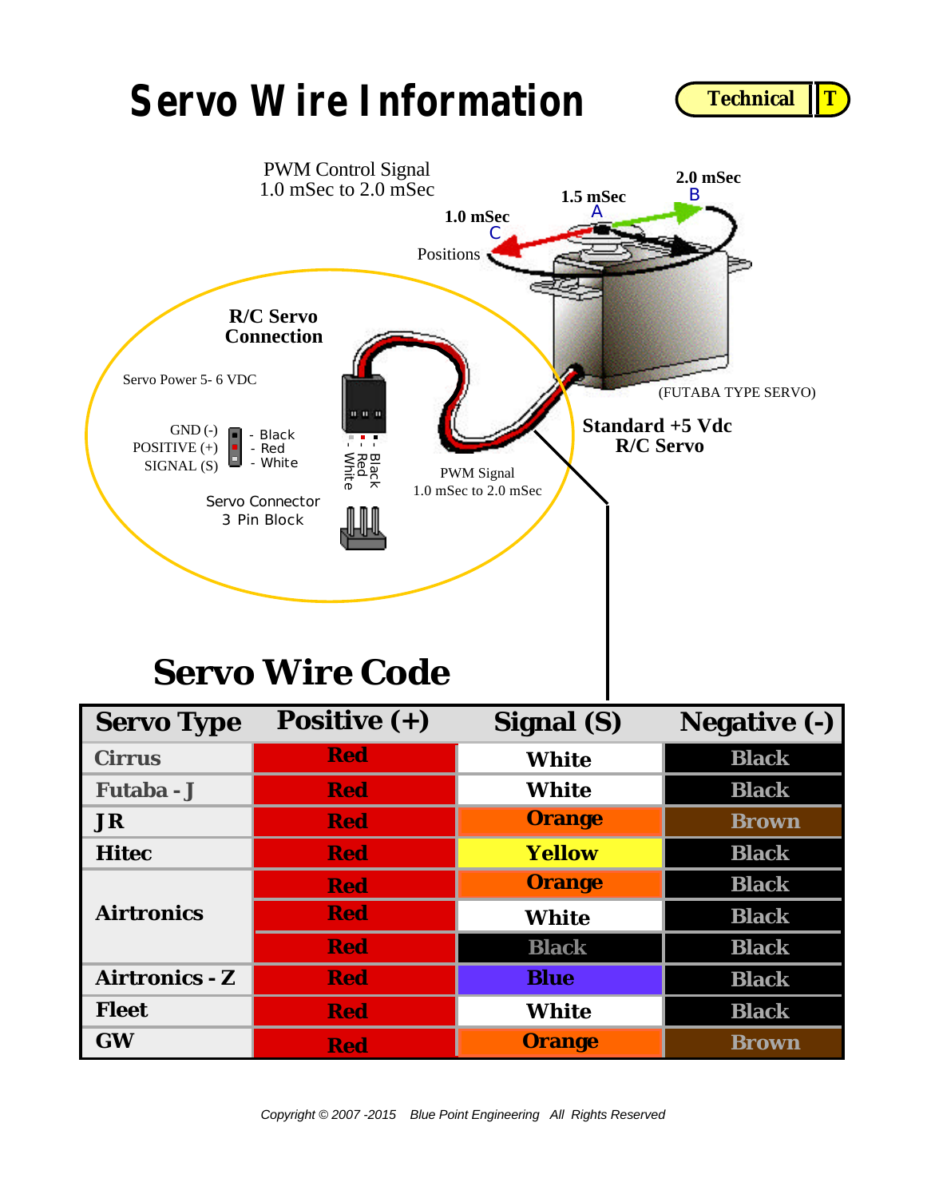# Servo Wire Information

Technical | T

PWM Control Signal
1.0 mSec to 2.0 mSec

2.0 mSec
B

1.5 mSec
A

1.0 mSec
C

Positions

R/C Servo
Connection

Servo Power 5- 6 VDC

GND (-) - Black
POSITIVE (+) - Red
SIGNAL (S) - White

- White
- Red
- Black

Servo Connector
3 Pin Block

PWM Signal
1.0 mSec to 2.0 mSec

(FUTABA TYPE SERVO)

Standard +5 Vdc
R/C Servo

## Servo Wire Code

| Servo Type | Positive (+) | Signal (S) | Negative (-) |
|---|---|---|---|
| Cirrus | Red | White | Black |
| Futaba - J | Red | White | Black |
| JR | Red | Orange | Brown |
| Hitec | Red | Yellow | Black |
| Airtronics | Red | Orange | Black |
| | Red | White | Black |
| | Red | Black | Black |
| Airtronics - Z | Red | Blue | Black |
| Fleet | Red | White | Black |
| GW | Red | Orange | Brown |

*Copyright © 2007 -2015 Blue Point Engineering All Rights Reserved*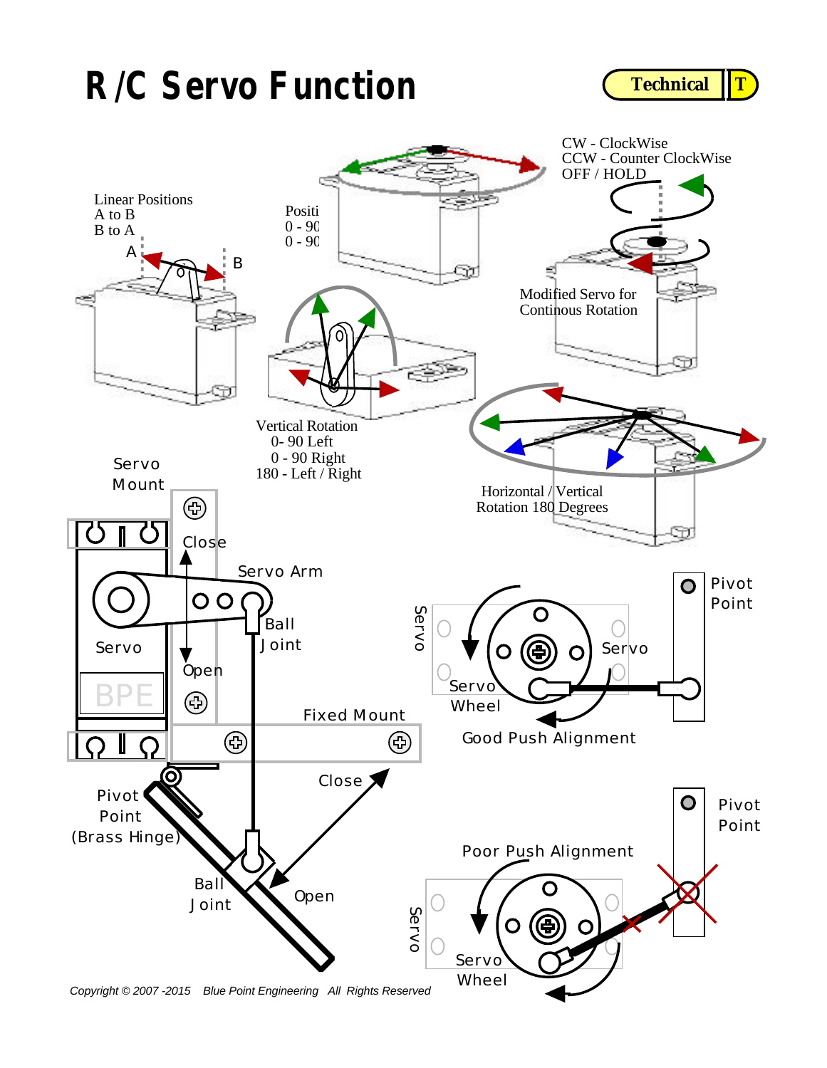# R/C Servo Function

Technical T

CW - ClockWise
CCW - Counter ClockWise
OFF / HOLD

Linear Positions
A to B
B to A

A B

Positi
0 - 90
0 - 90

Modified Servo for
Continous Rotation

Vertical Rotation
0- 90 Left
0 - 90 Right
180 - Left / Right

Horizontal / Vertical
Rotation 180 Degrees

Servo
Mount

Close

Servo Arm

Ball
Joint

Servo

Open

BPE

Fixed Mount

Pivot
Point

Servo

Servo

Servo
Wheel

Good Push Alignment

Close

Pivot
Point
(Brass Hinge)

Ball
Joint

Open

Pivot
Point

Poor Push Alignment

Servo

Servo
Wheel

Copyright © 2007 -2015 Blue Point Engineering All Rights Reserved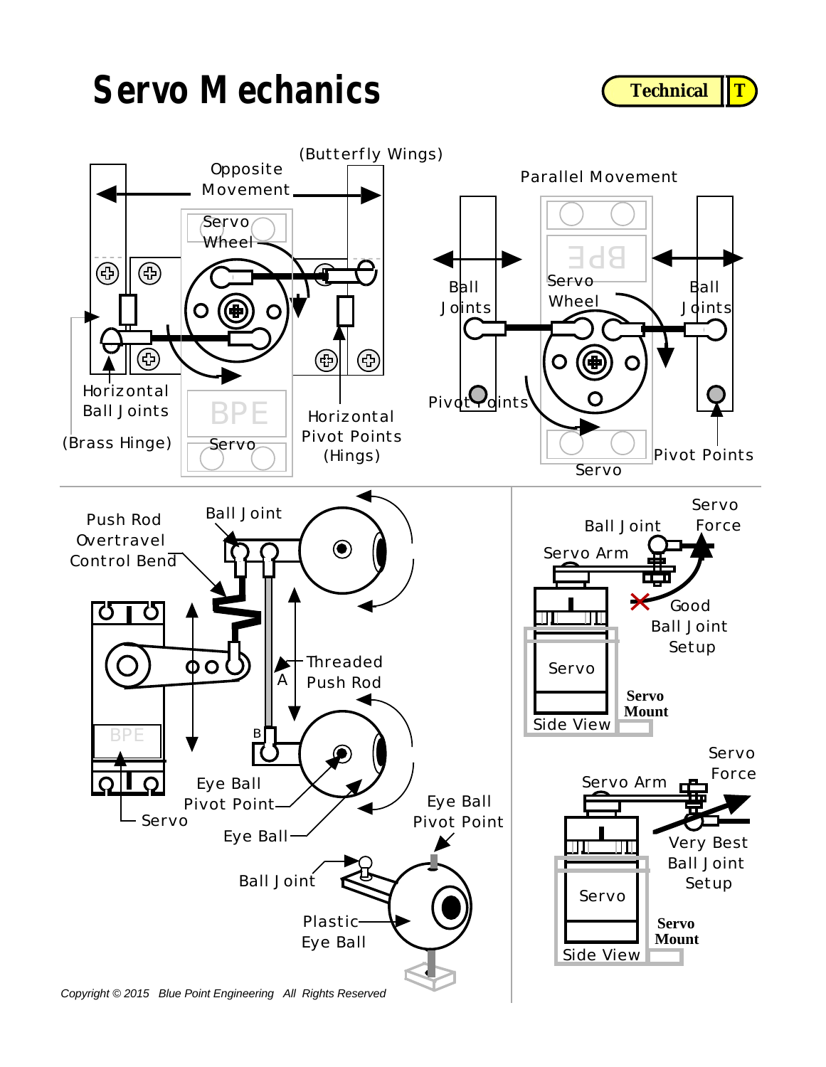# Servo Mechanics

Technical T

(Butterfly Wings)

Opposite Movement

Servo Wheel

Horizontal Ball Joints

(Brass Hinge)

Servo

Horizontal Pivot Points (Hings)

Parallel Movement

Ball Joints

Servo Wheel

Ball Joints

Pivot Points

Pivot Points

Servo

Push Rod Overtravel Control Bend

Ball Joint

Threaded Push Rod

A

B

Servo

Eye Ball Pivot Point

Eye Ball

Eye Ball Pivot Point

Ball Joint

Plastic Eye Ball

Servo Force

Ball Joint

Servo Arm

Good Ball Joint Setup

Servo

Servo Mount

Side View

Servo Force

Servo Arm

Very Best Ball Joint Setup

Servo

Servo Mount

Side View

*Copyright © 2015 Blue Point Engineering All Rights Reserved*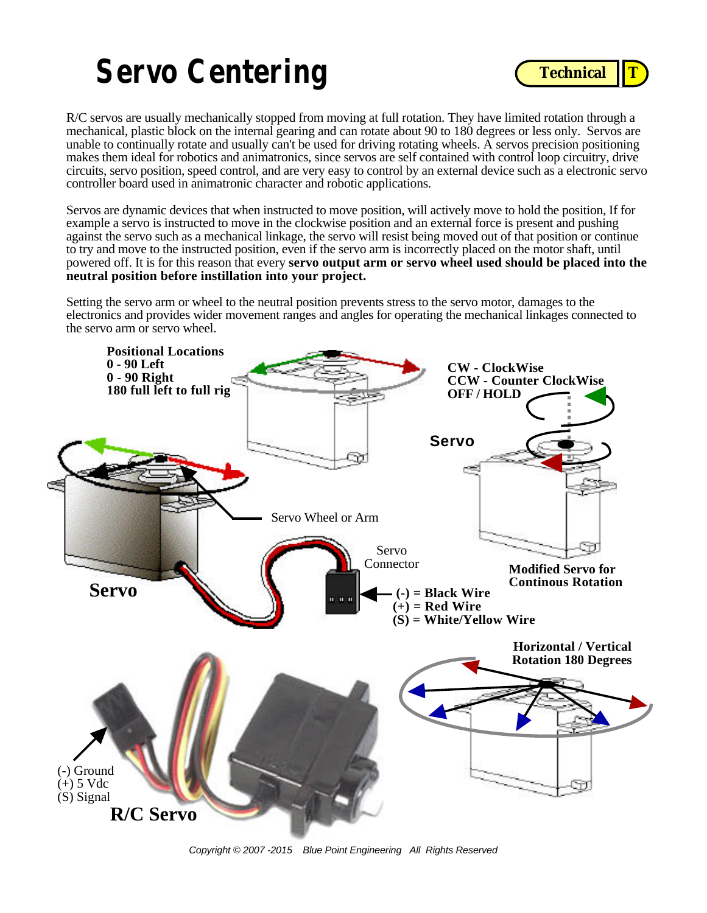# Servo Centering

**Technical** **T**

R/C servos are usually mechanically stopped from moving at full rotation. They have limited rotation through a mechanical, plastic block on the internal gearing and can rotate about 90 to 180 degrees or less only. Servos are unable to continually rotate and usually can't be used for driving rotating wheels. A servos precision positioning makes them ideal for robotics and animatronics, since servos are self contained with control loop circuitry, drive circuits, servo position, speed control, and are very easy to control by an external device such as a electronic servo controller board used in animatronic character and robotic applications.

Servos are dynamic devices that when instructed to move position, will actively move to hold the position, If for example a servo is instructed to move in the clockwise position and an external force is present and pushing against the servo such as a mechanical linkage, the servo will resist being moved out of that position or continue to try and move to the instructed position, even if the servo arm is incorrectly placed on the motor shaft, until powered off. It is for this reason that every **servo output arm or servo wheel used should be placed into the neutral position before instillation into your project.**

Setting the servo arm or wheel to the neutral position prevents stress to the servo motor, damages to the electronics and provides wider movement ranges and angles for operating the mechanical linkages connected to the servo arm or servo wheel.

**Positional Locations**
**0 - 90 Left**
**0 - 90 Right**
**180 full left to full rig**

**CW - ClockWise**
**CCW - Counter ClockWise**
**OFF / HOLD**

**Servo**

Servo Wheel or Arm

Servo Connector

**Servo**

**Modified Servo for Continous Rotation**

**(-) = Black Wire**
**(+) = Red Wire**
**(S) = White/Yellow Wire**

**Horizontal / Vertical Rotation 180 Degrees**

(-) Ground
(+) 5 Vdc
(S) Signal

**R/C Servo**

*Copyright © 2007 -2015 Blue Point Engineering All Rights Reserved*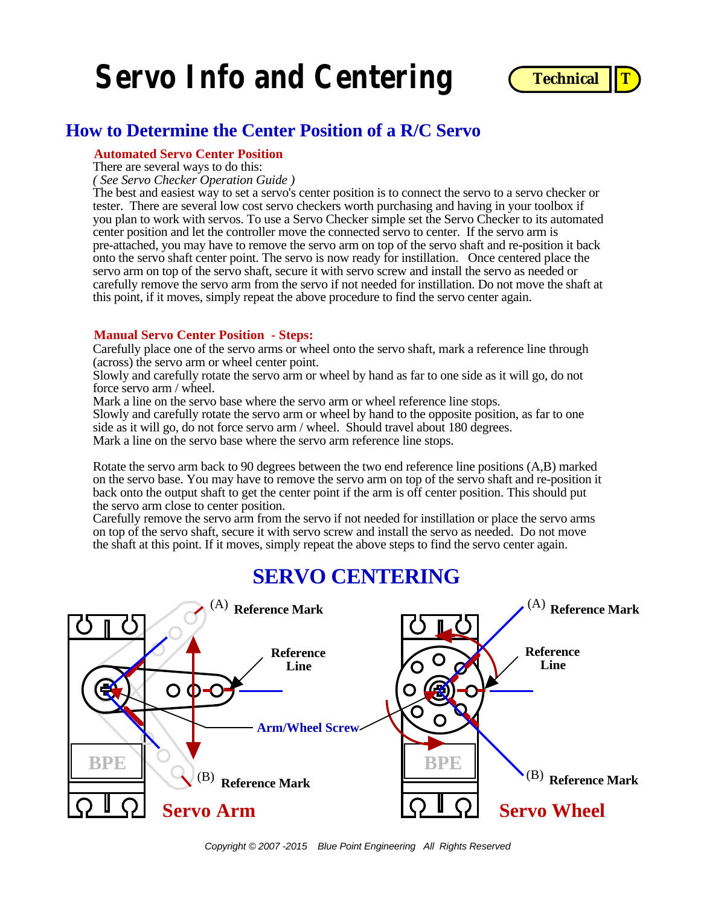# Servo Info and Centering

Technical T

## How to Determine the Center Position of a R/C Servo

### Automated Servo Center Position

There are several ways to do this:

*( See Servo Checker Operation Guide )*

The best and easiest way to set a servo's center position is to connect the servo to a servo checker or tester. There are several low cost servo checkers worth purchasing and having in your toolbox if you plan to work with servos. To use a Servo Checker simple set the Servo Checker to its automated center position and let the controller move the connected servo to center. If the servo arm is pre-attached, you may have to remove the servo arm on top of the servo shaft and re-position it back onto the servo shaft center point. The servo is now ready for instillation. Once centered place the servo arm on top of the servo shaft, secure it with servo screw and install the servo as needed or carefully remove the servo arm from the servo if not needed for instillation. Do not move the shaft at this point, if it moves, simply repeat the above procedure to find the servo center again.

### Manual Servo Center Position - Steps:

Carefully place one of the servo arms or wheel onto the servo shaft, mark a reference line through (across) the servo arm or wheel center point.
Slowly and carefully rotate the servo arm or wheel by hand as far to one side as it will go, do not force servo arm / wheel.
Mark a line on the servo base where the servo arm or wheel reference line stops.
Slowly and carefully rotate the servo arm or wheel by hand to the opposite position, as far to one side as it will go, do not force servo arm / wheel. Should travel about 180 degrees.
Mark a line on the servo base where the servo arm reference line stops.

Rotate the servo arm back to 90 degrees between the two end reference line positions (A,B) marked on the servo base. You may have to remove the servo arm on top of the servo shaft and re-position it back onto the output shaft to get the center point if the arm is off center position. This should put the servo arm close to center position.
Carefully remove the servo arm from the servo if not needed for instillation or place the servo arms on top of the servo shaft, secure it with servo screw and install the servo as needed. Do not move the shaft at this point. If it moves, simply repeat the above steps to find the servo center again.

## SERVO CENTERING

(A) Reference Mark — Reference Line — Arm/Wheel Screw — (B) Reference Mark — BPE — Servo Arm

(A) Reference Mark — Reference Line — (B) Reference Mark — BPE — Servo Wheel

Copyright © 2007 -2015 Blue Point Engineering All Rights Reserved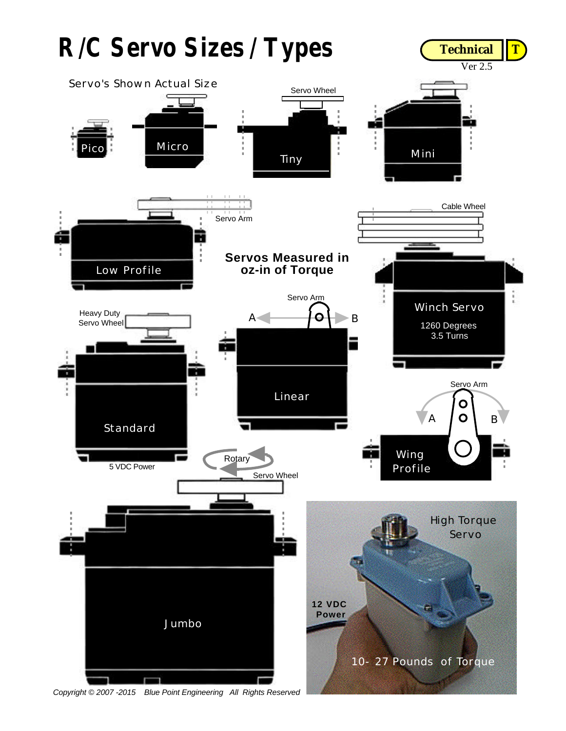# R/C Servo Sizes / Types

Technical T

Ver 2.5

Servo's Shown Actual Size

Pico

Micro

Servo Wheel

Tiny

Mini

Servo Arm

Low Profile

Cable Wheel

Servos Measured in oz-in of Torque

Winch Servo

1260 Degrees
3.5 Turns

Heavy Duty Servo Wheel

Servo Arm

A B

Standard

5 VDC Power

Linear

Servo Arm

A B

Wing Profile

Rotary

Servo Wheel

Jumbo

High Torque Servo

12 VDC Power

10- 27 Pounds of Torque

*Copyright © 2007 -2015 Blue Point Engineering All Rights Reserved*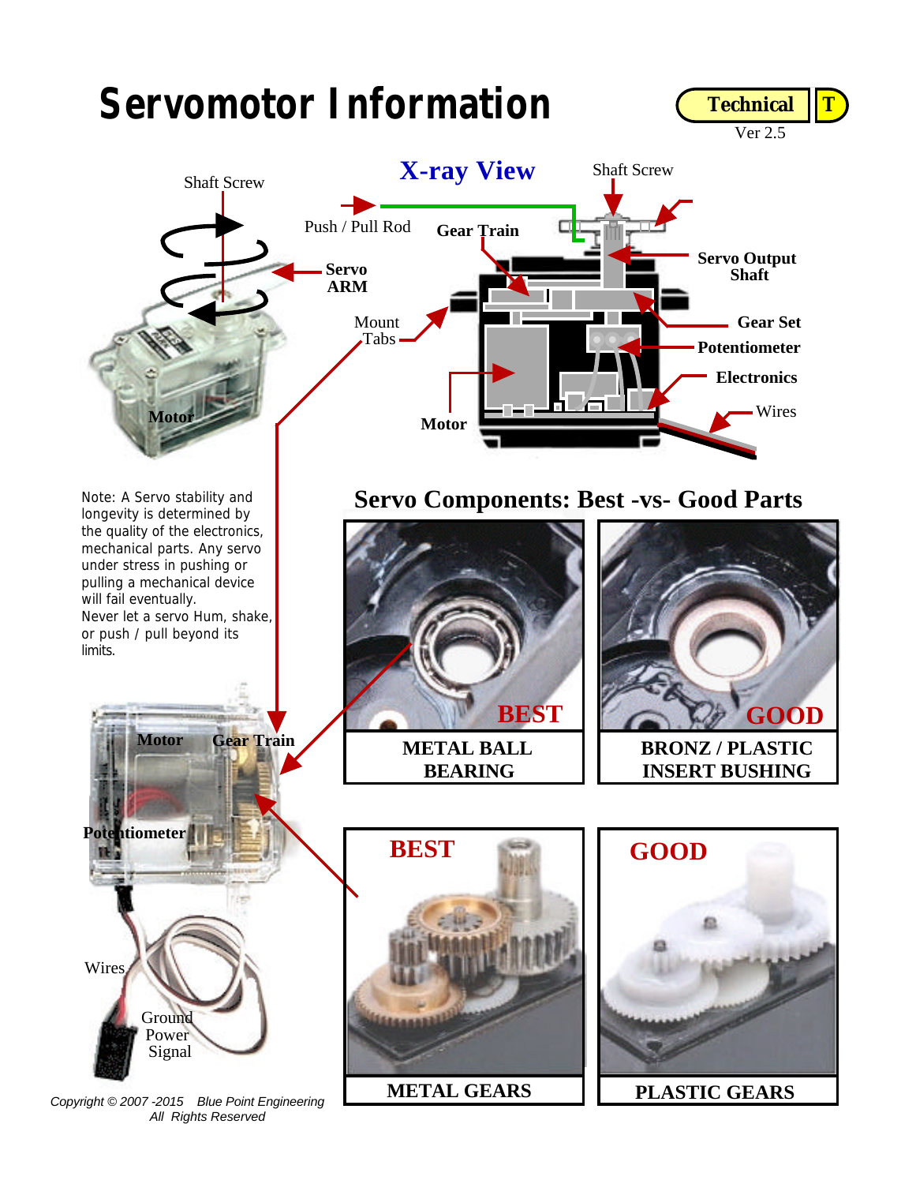# Servomotor Information

Technical | T

Ver 2.5

## X-ray View

Shaft Screw

Push / Pull Rod

Gear Train

Servo ARM

Mount Tabs

Servo Output Shaft

Gear Set

Potentiometer

Electronics

Wires

Motor

Shaft Screw

Motor

Note: A Servo stability and longevity is determined by the quality of the electronics, mechanical parts. Any servo under stress in pushing or pulling a mechanical device will fail eventually.
Never let a servo Hum, shake, or push / pull beyond its limits.

Motor

Gear Train

Potentiometer

Wires

Ground
Power
Signal

## Servo Components: Best -vs- Good Parts

| BEST | GOOD |
|---|---|
| METAL BALL BEARING | BRONZ / PLASTIC INSERT BUSHING |
| METAL GEARS | PLASTIC GEARS |

*Copyright © 2007 -2015 Blue Point Engineering All Rights Reserved*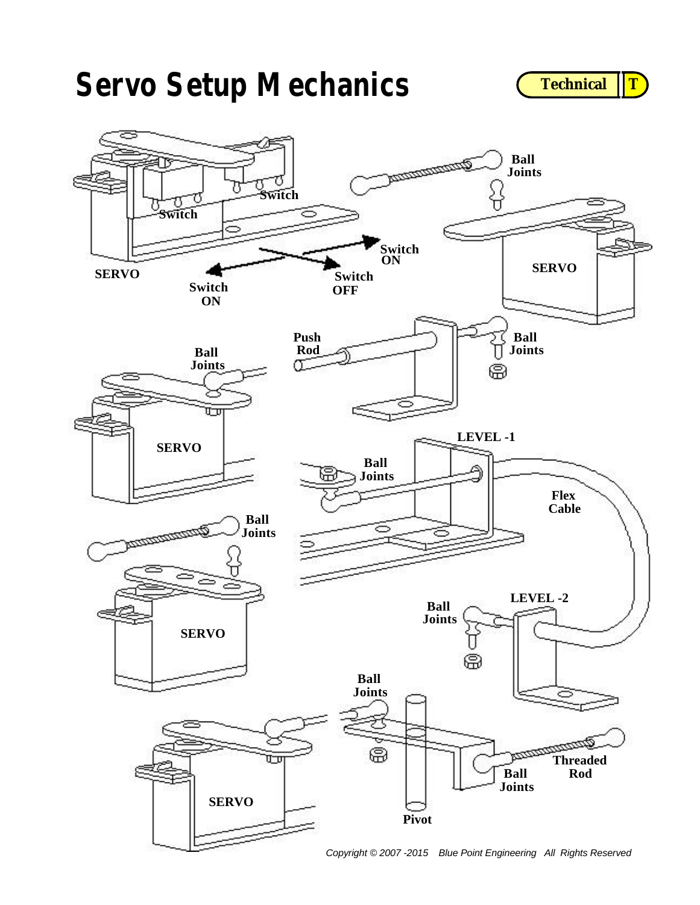# Servo Setup Mechanics

Technical T

Ball Joints

Switch

Switch

SERVO

Switch ON

Switch OFF

Switch ON

SERVO

Push Rod

Ball Joints

Ball Joints

SERVO

LEVEL -1

Ball Joints

Flex Cable

Ball Joints

SERVO

LEVEL -2

Ball Joints

Ball Joints

SERVO

Pivot

Ball Joints

Threaded Rod

*Copyright © 2007 -2015 Blue Point Engineering All Rights Reserved*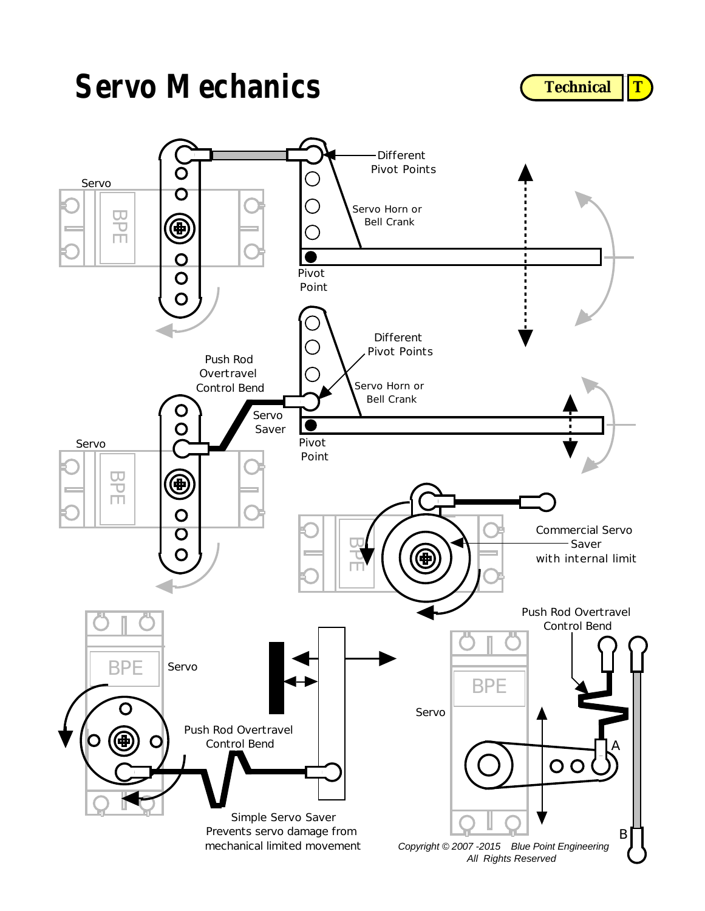# Servo Mechanics

Technical T

Different Pivot Points

Servo

Servo Horn or Bell Crank

Pivot Point

Push Rod Overtravel Control Bend

Different Pivot Points

Servo Saver

Servo Horn or Bell Crank

Servo

Pivot Point

Commercial Servo Saver with internal limit

Push Rod Overtravel Control Bend

Servo

Servo

Push Rod Overtravel Control Bend

A

Simple Servo Saver Prevents servo damage from mechanical limited movement

B

*Copyright © 2007 -2015 Blue Point Engineering All Rights Reserved*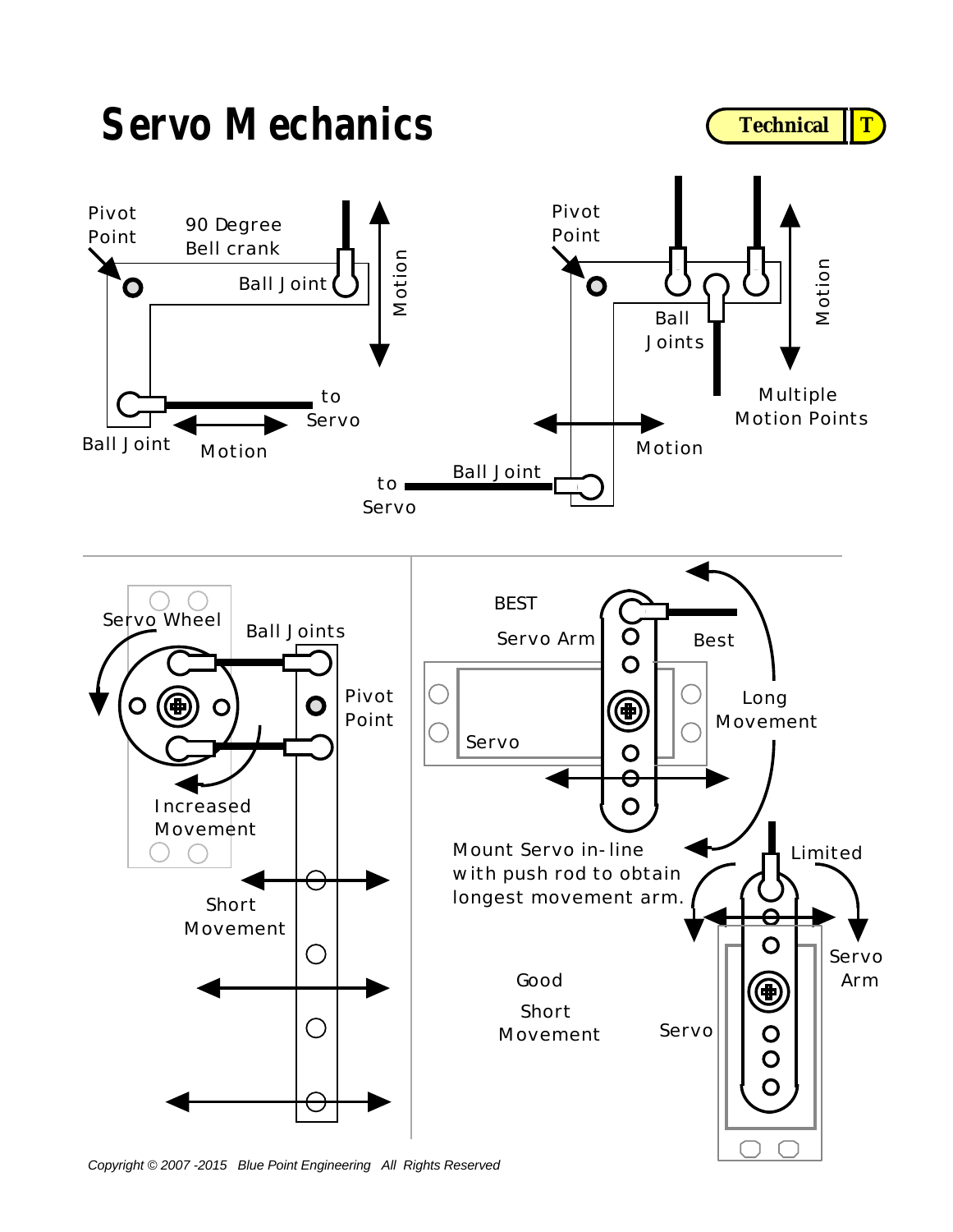# Servo Mechanics

**Technical** **T**

Pivot Point

90 Degree Bell crank

Ball Joint

Motion

Ball Joint

Motion

to Servo

Pivot Point

Ball Joints

Motion

Multiple Motion Points

Motion

Ball Joint

to Servo

Servo Wheel

Ball Joints

Pivot Point

Increased Movement

Short Movement

BEST

Servo Arm

Best

Long Movement

Servo

Mount Servo in-line with push rod to obtain longest movement arm.

Limited

Servo Arm

Good

Short Movement

Servo

*Copyright © 2007 -2015 Blue Point Engineering All Rights Reserved*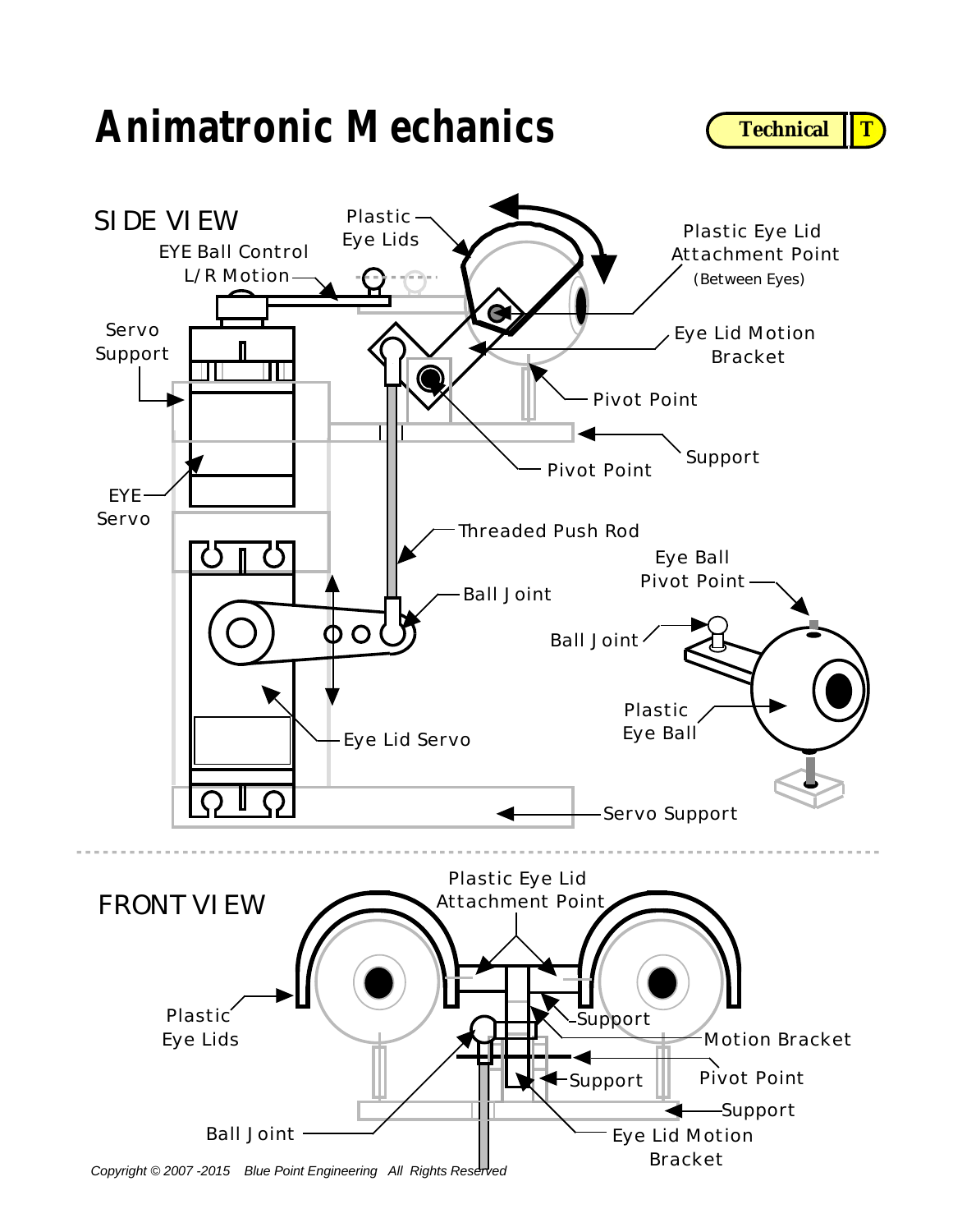# Animatronic Mechanics

Technical T

## SIDE VIEW

Plastic Eye Lids

EYE Ball Control L/R Motion

Plastic Eye Lid Attachment Point (Between Eyes)

Servo Support

Eye Lid Motion Bracket

Pivot Point

Support

EYE Servo

Pivot Point

Threaded Push Rod

Eye Ball Pivot Point

Ball Joint

Ball Joint

Plastic Eye Ball

Eye Lid Servo

Servo Support

## FRONT VIEW

Plastic Eye Lid Attachment Point

Support

Plastic Eye Lids

Motion Bracket

Pivot Point

Support

Support

Ball Joint

Eye Lid Motion Bracket